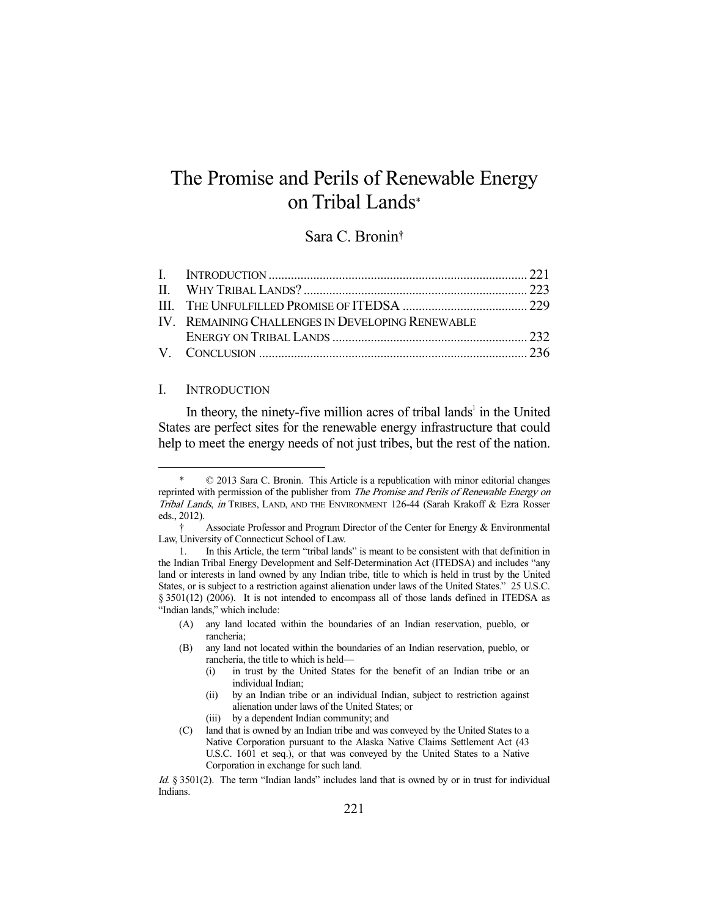# The Promise and Perils of Renewable Energy on Tribal Lands*

Sara C. Bronin†

| | | |
|---|---|---|
| I. | INTRODUCTION | 221 |
| II. | WHY TRIBAL LANDS? | 223 |
| III. | THE UNFULFILLED PROMISE OF ITEDSA | 229 |
| IV. | REMAINING CHALLENGES IN DEVELOPING RENEWABLE ENERGY ON TRIBAL LANDS | 232 |
| V. | CONCLUSION | 236 |

## I. INTRODUCTION

In theory, the ninety-five million acres of tribal lands[1] in the United States are perfect sites for the renewable energy infrastructure that could help to meet the energy needs of not just tribes, but the rest of the nation.

---

\* © 2013 Sara C. Bronin. This Article is a republication with minor editorial changes reprinted with permission of the publisher from *The Promise and Perils of Renewable Energy on Tribal Lands*, *in* TRIBES, LAND, AND THE ENVIRONMENT 126-44 (Sarah Krakoff & Ezra Rosser eds., 2012).

† Associate Professor and Program Director of the Center for Energy & Environmental Law, University of Connecticut School of Law.

1. In this Article, the term "tribal lands" is meant to be consistent with that definition in the Indian Tribal Energy Development and Self-Determination Act (ITEDSA) and includes "any land or interests in land owned by any Indian tribe, title to which is held in trust by the United States, or is subject to a restriction against alienation under laws of the United States." 25 U.S.C. § 3501(12) (2006). It is not intended to encompass all of those lands defined in ITEDSA as "Indian lands," which include:

> (A) any land located within the boundaries of an Indian reservation, pueblo, or rancheria;
>
> (B) any land not located within the boundaries of an Indian reservation, pueblo, or rancheria, the title to which is held—
>
> (i) in trust by the United States for the benefit of an Indian tribe or an individual Indian;
>
> (ii) by an Indian tribe or an individual Indian, subject to restriction against alienation under laws of the United States; or
>
> (iii) by a dependent Indian community; and
>
> (C) land that is owned by an Indian tribe and was conveyed by the United States to a Native Corporation pursuant to the Alaska Native Claims Settlement Act (43 U.S.C. 1601 et seq.), or that was conveyed by the United States to a Native Corporation in exchange for such land.

*Id.* § 3501(2). The term "Indian lands" includes land that is owned by or in trust for individual Indians.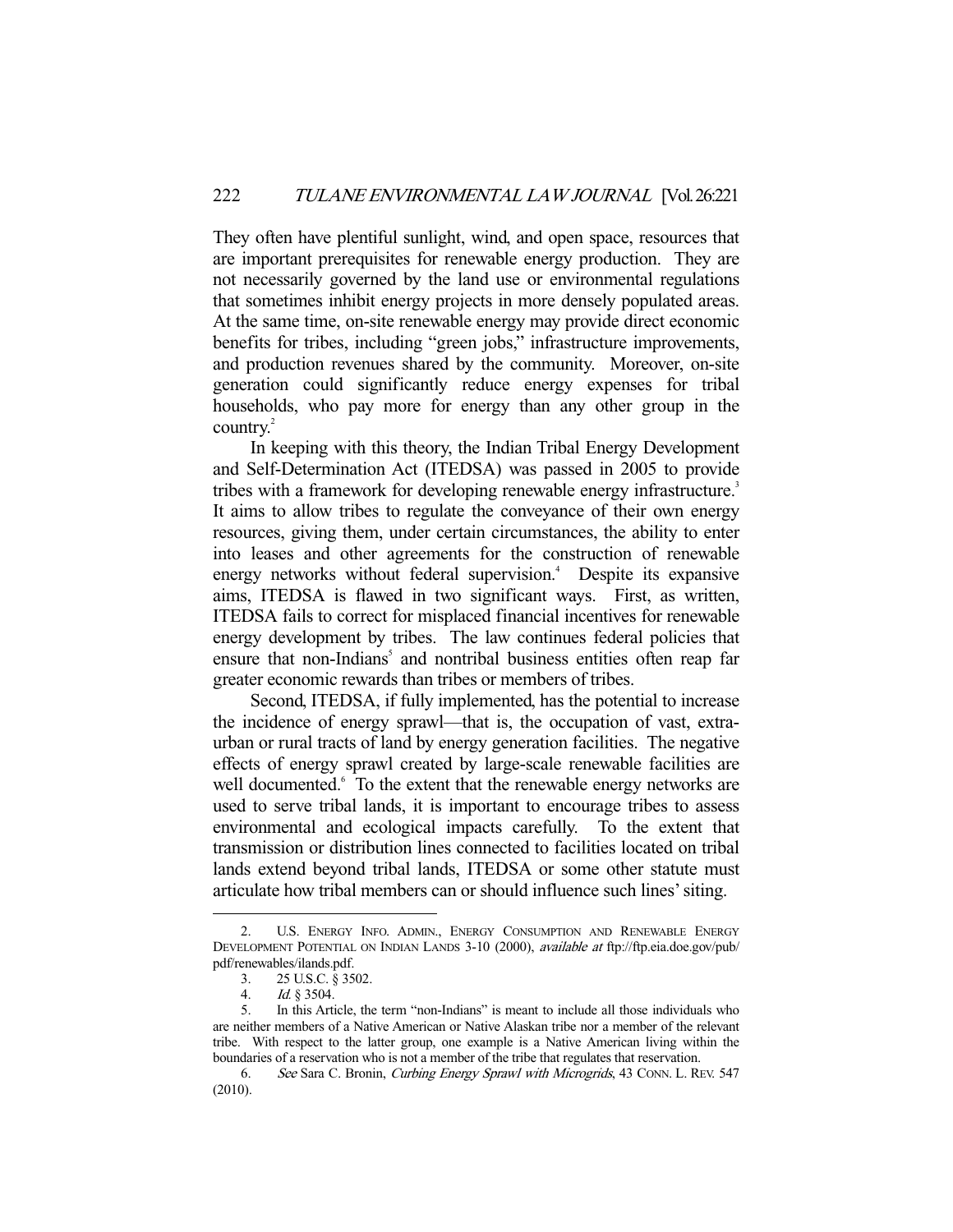They often have plentiful sunlight, wind, and open space, resources that are important prerequisites for renewable energy production. They are not necessarily governed by the land use or environmental regulations that sometimes inhibit energy projects in more densely populated areas. At the same time, on-site renewable energy may provide direct economic benefits for tribes, including "green jobs," infrastructure improvements, and production revenues shared by the community. Moreover, on-site generation could significantly reduce energy expenses for tribal households, who pay more for energy than any other group in the country.[2]

In keeping with this theory, the Indian Tribal Energy Development and Self-Determination Act (ITEDSA) was passed in 2005 to provide tribes with a framework for developing renewable energy infrastructure.[3] It aims to allow tribes to regulate the conveyance of their own energy resources, giving them, under certain circumstances, the ability to enter into leases and other agreements for the construction of renewable energy networks without federal supervision.[4] Despite its expansive aims, ITEDSA is flawed in two significant ways. First, as written, ITEDSA fails to correct for misplaced financial incentives for renewable energy development by tribes. The law continues federal policies that ensure that non-Indians[5] and nontribal business entities often reap far greater economic rewards than tribes or members of tribes.

Second, ITEDSA, if fully implemented, has the potential to increase the incidence of energy sprawl—that is, the occupation of vast, extra-urban or rural tracts of land by energy generation facilities. The negative effects of energy sprawl created by large-scale renewable facilities are well documented.[6] To the extent that the renewable energy networks are used to serve tribal lands, it is important to encourage tribes to assess environmental and ecological impacts carefully. To the extent that transmission or distribution lines connected to facilities located on tribal lands extend beyond tribal lands, ITEDSA or some other statute must articulate how tribal members can or should influence such lines' siting.

---

2. U.S. ENERGY INFO. ADMIN., ENERGY CONSUMPTION AND RENEWABLE ENERGY DEVELOPMENT POTENTIAL ON INDIAN LANDS 3-10 (2000), *available at* ftp://ftp.eia.doe.gov/pub/pdf/renewables/ilands.pdf.

3. 25 U.S.C. § 3502.

4. *Id.* § 3504.

5. In this Article, the term "non-Indians" is meant to include all those individuals who are neither members of a Native American or Native Alaskan tribe nor a member of the relevant tribe. With respect to the latter group, one example is a Native American living within the boundaries of a reservation who is not a member of the tribe that regulates that reservation.

6. *See* Sara C. Bronin, *Curbing Energy Sprawl with Microgrids*, 43 CONN. L. REV. 547 (2010).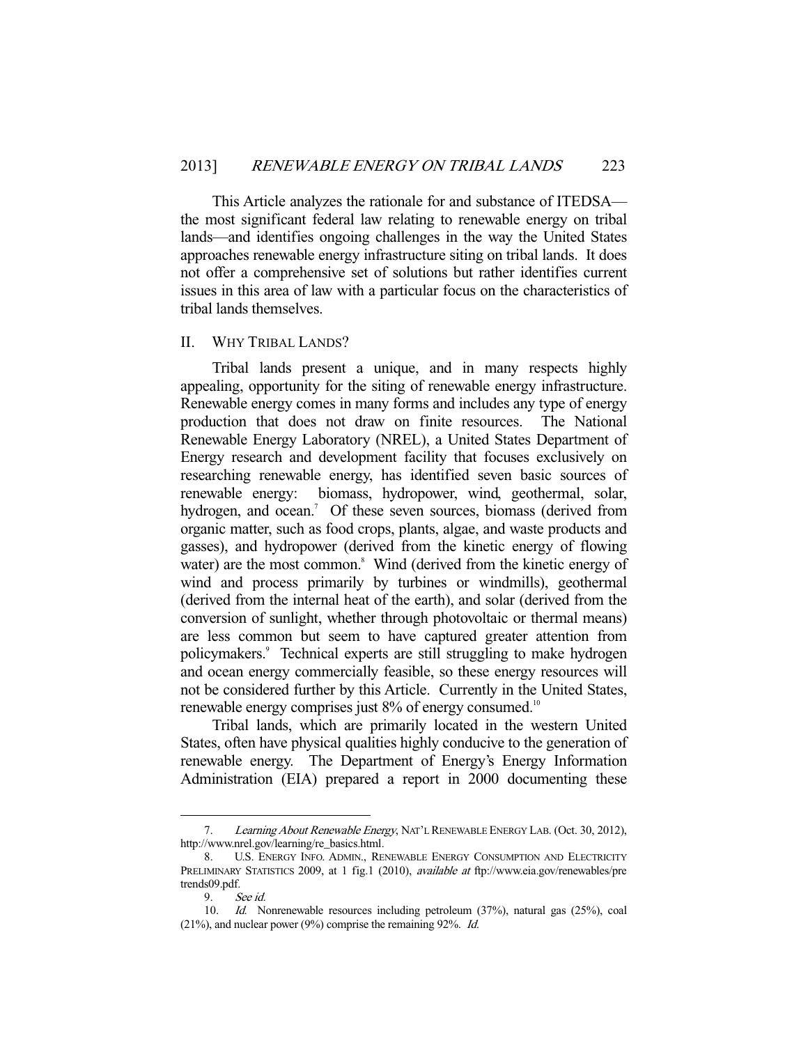This Article analyzes the rationale for and substance of ITEDSA—the most significant federal law relating to renewable energy on tribal lands—and identifies ongoing challenges in the way the United States approaches renewable energy infrastructure siting on tribal lands. It does not offer a comprehensive set of solutions but rather identifies current issues in this area of law with a particular focus on the characteristics of tribal lands themselves.

## II. WHY TRIBAL LANDS?

Tribal lands present a unique, and in many respects highly appealing, opportunity for the siting of renewable energy infrastructure. Renewable energy comes in many forms and includes any type of energy production that does not draw on finite resources. The National Renewable Energy Laboratory (NREL), a United States Department of Energy research and development facility that focuses exclusively on researching renewable energy, has identified seven basic sources of renewable energy: biomass, hydropower, wind, geothermal, solar, hydrogen, and ocean.[7] Of these seven sources, biomass (derived from organic matter, such as food crops, plants, algae, and waste products and gasses), and hydropower (derived from the kinetic energy of flowing water) are the most common.[8] Wind (derived from the kinetic energy of wind and process primarily by turbines or windmills), geothermal (derived from the internal heat of the earth), and solar (derived from the conversion of sunlight, whether through photovoltaic or thermal means) are less common but seem to have captured greater attention from policymakers.[9] Technical experts are still struggling to make hydrogen and ocean energy commercially feasible, so these energy resources will not be considered further by this Article. Currently in the United States, renewable energy comprises just 8% of energy consumed.[10]

Tribal lands, which are primarily located in the western United States, often have physical qualities highly conducive to the generation of renewable energy. The Department of Energy's Energy Information Administration (EIA) prepared a report in 2000 documenting these

---

7. *Learning About Renewable Energy*, NAT'L RENEWABLE ENERGY LAB. (Oct. 30, 2012), http://www.nrel.gov/learning/re_basics.html.

8. U.S. ENERGY INFO. ADMIN., RENEWABLE ENERGY CONSUMPTION AND ELECTRICITY PRELIMINARY STATISTICS 2009, at 1 fig.1 (2010), *available at* ftp://www.eia.gov/renewables/pretrends09.pdf.

9. *See id.*

10. *Id.* Nonrenewable resources including petroleum (37%), natural gas (25%), coal (21%), and nuclear power (9%) comprise the remaining 92%. *Id.*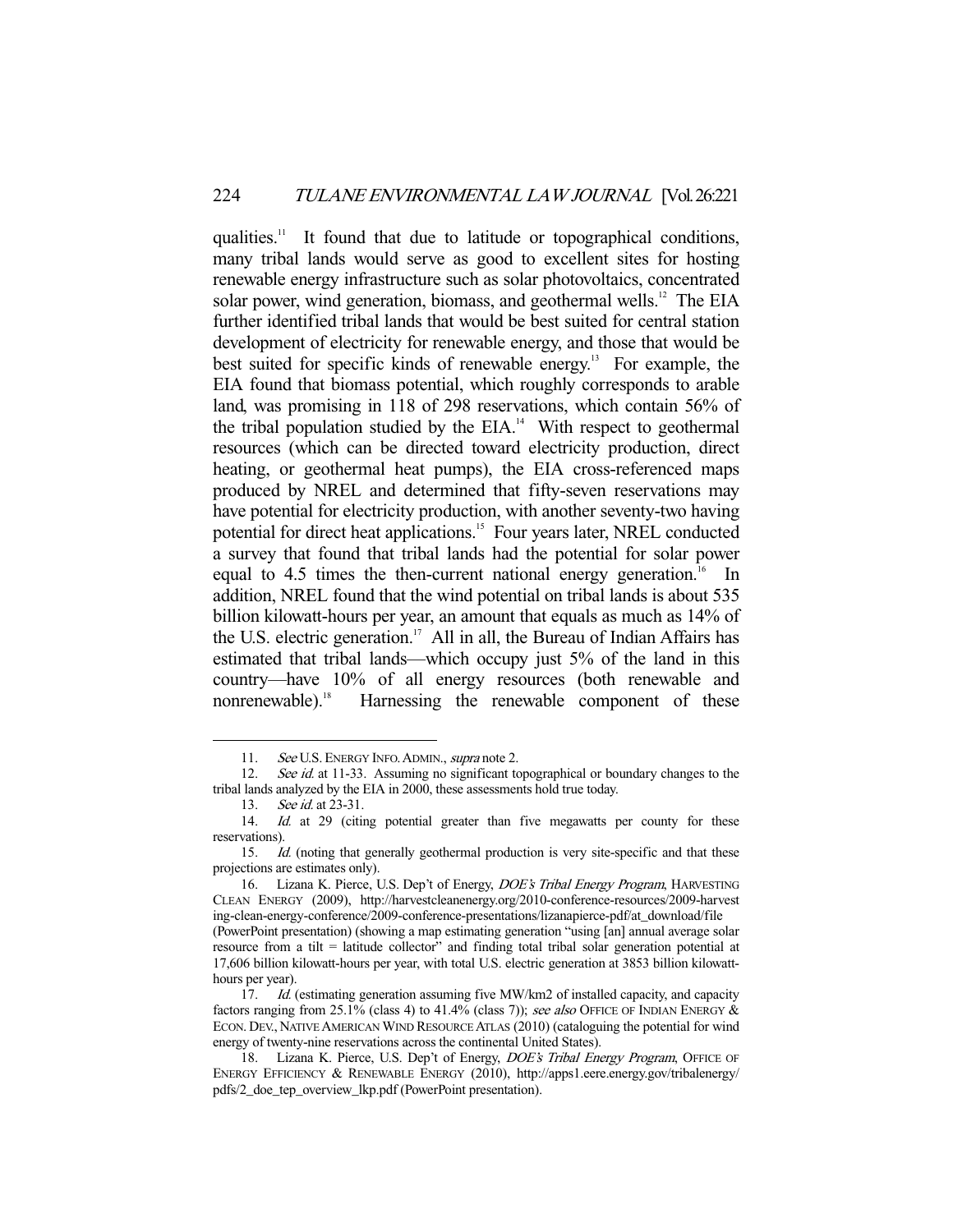qualities.[11] It found that due to latitude or topographical conditions, many tribal lands would serve as good to excellent sites for hosting renewable energy infrastructure such as solar photovoltaics, concentrated solar power, wind generation, biomass, and geothermal wells.[12] The EIA further identified tribal lands that would be best suited for central station development of electricity for renewable energy, and those that would be best suited for specific kinds of renewable energy.[13] For example, the EIA found that biomass potential, which roughly corresponds to arable land, was promising in 118 of 298 reservations, which contain 56% of the tribal population studied by the EIA.[14] With respect to geothermal resources (which can be directed toward electricity production, direct heating, or geothermal heat pumps), the EIA cross-referenced maps produced by NREL and determined that fifty-seven reservations may have potential for electricity production, with another seventy-two having potential for direct heat applications.[15] Four years later, NREL conducted a survey that found that tribal lands had the potential for solar power equal to 4.5 times the then-current national energy generation.[16] In addition, NREL found that the wind potential on tribal lands is about 535 billion kilowatt-hours per year, an amount that equals as much as 14% of the U.S. electric generation.[17] All in all, the Bureau of Indian Affairs has estimated that tribal lands—which occupy just 5% of the land in this country—have 10% of all energy resources (both renewable and nonrenewable).[18] Harnessing the renewable component of these

---

11. *See* U.S. ENERGY INFO. ADMIN., *supra* note 2.

12. *See id.* at 11-33. Assuming no significant topographical or boundary changes to the tribal lands analyzed by the EIA in 2000, these assessments hold true today.

13. *See id.* at 23-31.

14. *Id.* at 29 (citing potential greater than five megawatts per county for these reservations).

15. *Id.* (noting that generally geothermal production is very site-specific and that these projections are estimates only).

16. Lizana K. Pierce, U.S. Dep't of Energy, *DOE's Tribal Energy Program*, HARVESTING CLEAN ENERGY (2009), http://harvestcleanenergy.org/2010-conference-resources/2009-harvesting-clean-energy-conference/2009-conference-presentations/lizanapierce-pdf/at_download/file (PowerPoint presentation) (showing a map estimating generation "using [an] annual average solar resource from a tilt = latitude collector" and finding total tribal solar generation potential at 17,606 billion kilowatt-hours per year, with total U.S. electric generation at 3853 billion kilowatt-hours per year).

17. *Id.* (estimating generation assuming five MW/km2 of installed capacity, and capacity factors ranging from 25.1% (class 4) to 41.4% (class 7)); *see also* OFFICE OF INDIAN ENERGY & ECON. DEV., NATIVE AMERICAN WIND RESOURCE ATLAS (2010) (cataloguing the potential for wind energy of twenty-nine reservations across the continental United States).

18. Lizana K. Pierce, U.S. Dep't of Energy, *DOE's Tribal Energy Program*, OFFICE OF ENERGY EFFICIENCY & RENEWABLE ENERGY (2010), http://apps1.eere.energy.gov/tribalenergy/pdfs/2_doe_tep_overview_lkp.pdf (PowerPoint presentation).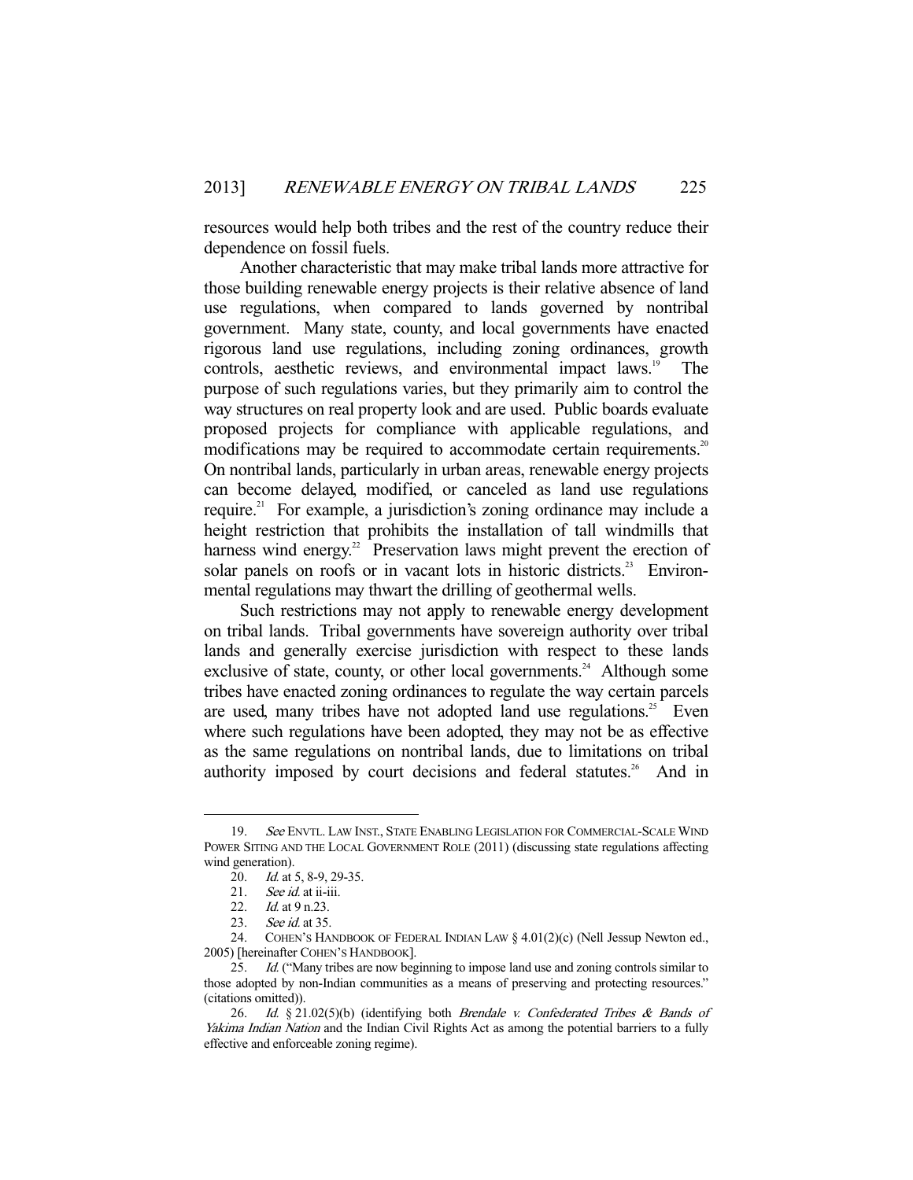resources would help both tribes and the rest of the country reduce their dependence on fossil fuels.

Another characteristic that may make tribal lands more attractive for those building renewable energy projects is their relative absence of land use regulations, when compared to lands governed by nontribal government. Many state, county, and local governments have enacted rigorous land use regulations, including zoning ordinances, growth controls, aesthetic reviews, and environmental impact laws.[19] The purpose of such regulations varies, but they primarily aim to control the way structures on real property look and are used. Public boards evaluate proposed projects for compliance with applicable regulations, and modifications may be required to accommodate certain requirements.[20] On nontribal lands, particularly in urban areas, renewable energy projects can become delayed, modified, or canceled as land use regulations require.[21] For example, a jurisdiction's zoning ordinance may include a height restriction that prohibits the installation of tall windmills that harness wind energy.[22] Preservation laws might prevent the erection of solar panels on roofs or in vacant lots in historic districts.[23] Environmental regulations may thwart the drilling of geothermal wells.

Such restrictions may not apply to renewable energy development on tribal lands. Tribal governments have sovereign authority over tribal lands and generally exercise jurisdiction with respect to these lands exclusive of state, county, or other local governments.[24] Although some tribes have enacted zoning ordinances to regulate the way certain parcels are used, many tribes have not adopted land use regulations.[25] Even where such regulations have been adopted, they may not be as effective as the same regulations on nontribal lands, due to limitations on tribal authority imposed by court decisions and federal statutes.[26] And in

---

19. *See* ENVTL. LAW INST., STATE ENABLING LEGISLATION FOR COMMERCIAL-SCALE WIND POWER SITING AND THE LOCAL GOVERNMENT ROLE (2011) (discussing state regulations affecting wind generation).

20. *Id.* at 5, 8-9, 29-35.

21. *See id.* at ii-iii.

22. *Id.* at 9 n.23.

23. *See id.* at 35.

24. COHEN'S HANDBOOK OF FEDERAL INDIAN LAW § 4.01(2)(c) (Nell Jessup Newton ed., 2005) [hereinafter COHEN'S HANDBOOK].

25. *Id.* ("Many tribes are now beginning to impose land use and zoning controls similar to those adopted by non-Indian communities as a means of preserving and protecting resources." (citations omitted)).

26. *Id.* § 21.02(5)(b) (identifying both *Brendale v. Confederated Tribes & Bands of Yakima Indian Nation* and the Indian Civil Rights Act as among the potential barriers to a fully effective and enforceable zoning regime).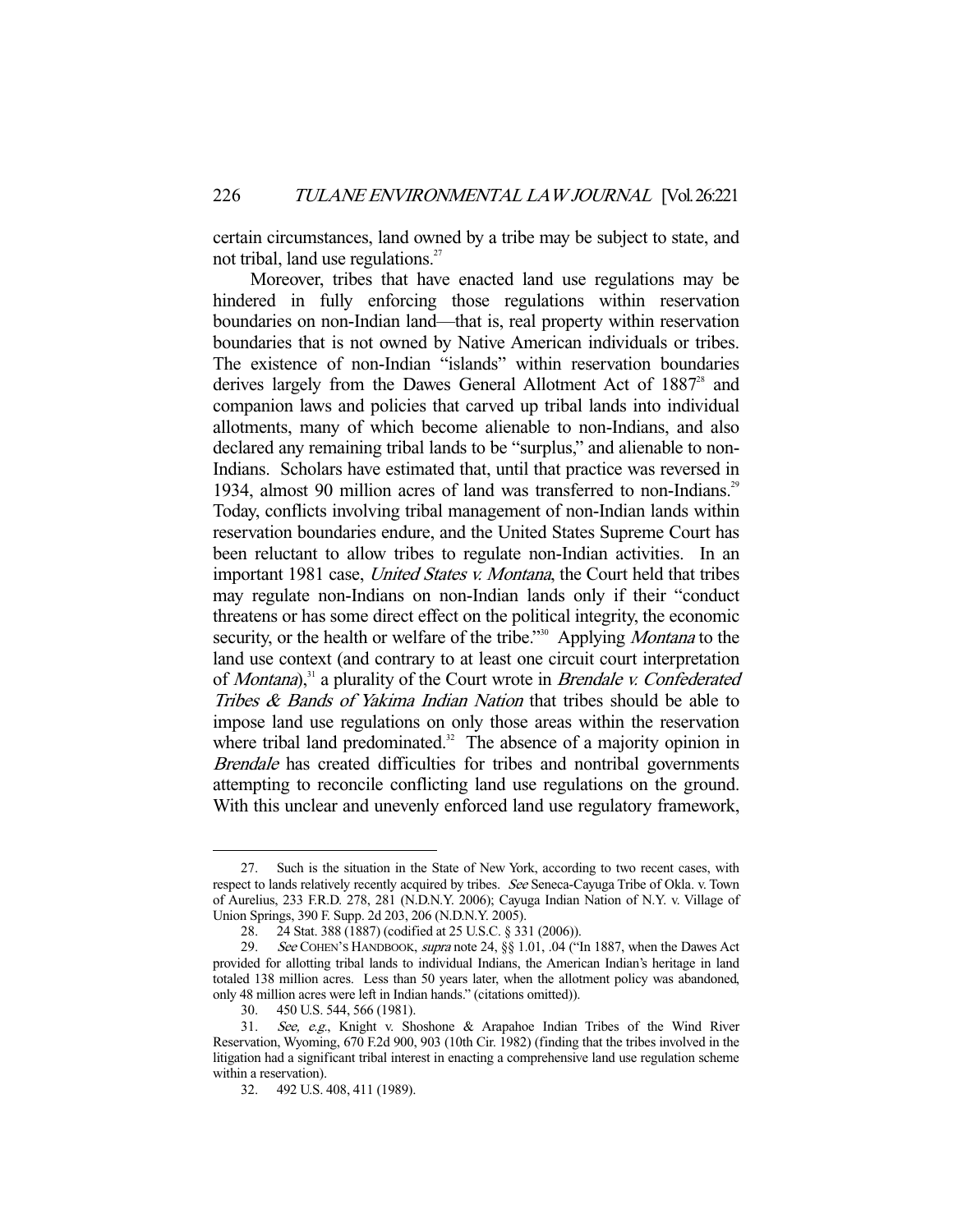certain circumstances, land owned by a tribe may be subject to state, and not tribal, land use regulations.[27]

Moreover, tribes that have enacted land use regulations may be hindered in fully enforcing those regulations within reservation boundaries on non-Indian land—that is, real property within reservation boundaries that is not owned by Native American individuals or tribes. The existence of non-Indian "islands" within reservation boundaries derives largely from the Dawes General Allotment Act of 1887[28] and companion laws and policies that carved up tribal lands into individual allotments, many of which become alienable to non-Indians, and also declared any remaining tribal lands to be "surplus," and alienable to non-Indians. Scholars have estimated that, until that practice was reversed in 1934, almost 90 million acres of land was transferred to non-Indians.[29] Today, conflicts involving tribal management of non-Indian lands within reservation boundaries endure, and the United States Supreme Court has been reluctant to allow tribes to regulate non-Indian activities. In an important 1981 case, *United States v. Montana*, the Court held that tribes may regulate non-Indians on non-Indian lands only if their "conduct threatens or has some direct effect on the political integrity, the economic security, or the health or welfare of the tribe."[30] Applying *Montana* to the land use context (and contrary to at least one circuit court interpretation of *Montana*),[31] a plurality of the Court wrote in *Brendale v. Confederated Tribes & Bands of Yakima Indian Nation* that tribes should be able to impose land use regulations on only those areas within the reservation where tribal land predominated.[32] The absence of a majority opinion in *Brendale* has created difficulties for tribes and nontribal governments attempting to reconcile conflicting land use regulations on the ground. With this unclear and unevenly enforced land use regulatory framework,

---

27. Such is the situation in the State of New York, according to two recent cases, with respect to lands relatively recently acquired by tribes. *See* Seneca-Cayuga Tribe of Okla. v. Town of Aurelius, 233 F.R.D. 278, 281 (N.D.N.Y. 2006); Cayuga Indian Nation of N.Y. v. Village of Union Springs, 390 F. Supp. 2d 203, 206 (N.D.N.Y. 2005).

28. 24 Stat. 388 (1887) (codified at 25 U.S.C. § 331 (2006)).

29. *See* COHEN'S HANDBOOK, *supra* note 24, §§ 1.01, .04 ("In 1887, when the Dawes Act provided for allotting tribal lands to individual Indians, the American Indian's heritage in land totaled 138 million acres. Less than 50 years later, when the allotment policy was abandoned, only 48 million acres were left in Indian hands." (citations omitted)).

30. 450 U.S. 544, 566 (1981).

31. *See, e.g.*, Knight v. Shoshone & Arapahoe Indian Tribes of the Wind River Reservation, Wyoming, 670 F.2d 900, 903 (10th Cir. 1982) (finding that the tribes involved in the litigation had a significant tribal interest in enacting a comprehensive land use regulation scheme within a reservation).

32. 492 U.S. 408, 411 (1989).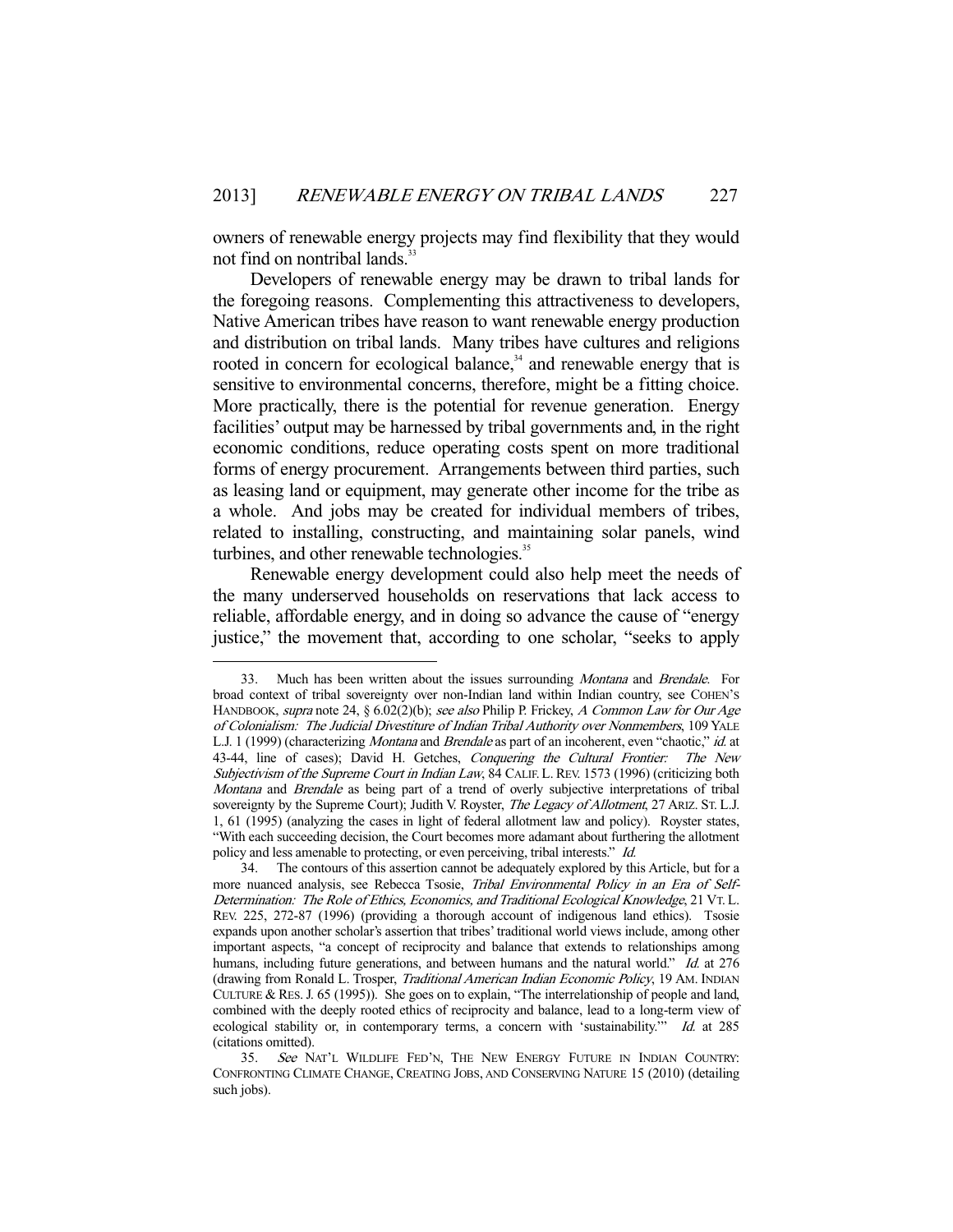owners of renewable energy projects may find flexibility that they would not find on nontribal lands.[33]

Developers of renewable energy may be drawn to tribal lands for the foregoing reasons. Complementing this attractiveness to developers, Native American tribes have reason to want renewable energy production and distribution on tribal lands. Many tribes have cultures and religions rooted in concern for ecological balance,[34] and renewable energy that is sensitive to environmental concerns, therefore, might be a fitting choice. More practically, there is the potential for revenue generation. Energy facilities' output may be harnessed by tribal governments and, in the right economic conditions, reduce operating costs spent on more traditional forms of energy procurement. Arrangements between third parties, such as leasing land or equipment, may generate other income for the tribe as a whole. And jobs may be created for individual members of tribes, related to installing, constructing, and maintaining solar panels, wind turbines, and other renewable technologies.[35]

Renewable energy development could also help meet the needs of the many underserved households on reservations that lack access to reliable, affordable energy, and in doing so advance the cause of "energy justice," the movement that, according to one scholar, "seeks to apply

---

33. Much has been written about the issues surrounding *Montana* and *Brendale*. For broad context of tribal sovereignty over non-Indian land within Indian country, see COHEN'S HANDBOOK, *supra* note 24, § 6.02(2)(b); *see also* Philip P. Frickey, *A Common Law for Our Age of Colonialism: The Judicial Divestiture of Indian Tribal Authority over Nonmembers*, 109 YALE L.J. 1 (1999) (characterizing *Montana* and *Brendale* as part of an incoherent, even "chaotic," *id.* at 43-44, line of cases); David H. Getches, *Conquering the Cultural Frontier: The New Subjectivism of the Supreme Court in Indian Law*, 84 CALIF. L. REV. 1573 (1996) (criticizing both *Montana* and *Brendale* as being part of a trend of overly subjective interpretations of tribal sovereignty by the Supreme Court); Judith V. Royster, *The Legacy of Allotment*, 27 ARIZ. ST. L.J. 1, 61 (1995) (analyzing the cases in light of federal allotment law and policy). Royster states, "With each succeeding decision, the Court becomes more adamant about furthering the allotment policy and less amenable to protecting, or even perceiving, tribal interests." *Id.*

34. The contours of this assertion cannot be adequately explored by this Article, but for a more nuanced analysis, see Rebecca Tsosie, *Tribal Environmental Policy in an Era of Self-Determination: The Role of Ethics, Economics, and Traditional Ecological Knowledge*, 21 VT. L. REV. 225, 272-87 (1996) (providing a thorough account of indigenous land ethics). Tsosie expands upon another scholar's assertion that tribes' traditional world views include, among other important aspects, "a concept of reciprocity and balance that extends to relationships among humans, including future generations, and between humans and the natural world." *Id.* at 276 (drawing from Ronald L. Trosper, *Traditional American Indian Economic Policy*, 19 AM. INDIAN CULTURE & RES. J. 65 (1995)). She goes on to explain, "The interrelationship of people and land, combined with the deeply rooted ethics of reciprocity and balance, lead to a long-term view of ecological stability or, in contemporary terms, a concern with 'sustainability.'" *Id.* at 285 (citations omitted).

35. *See* NAT'L WILDLIFE FED'N, THE NEW ENERGY FUTURE IN INDIAN COUNTRY: CONFRONTING CLIMATE CHANGE, CREATING JOBS, AND CONSERVING NATURE 15 (2010) (detailing such jobs).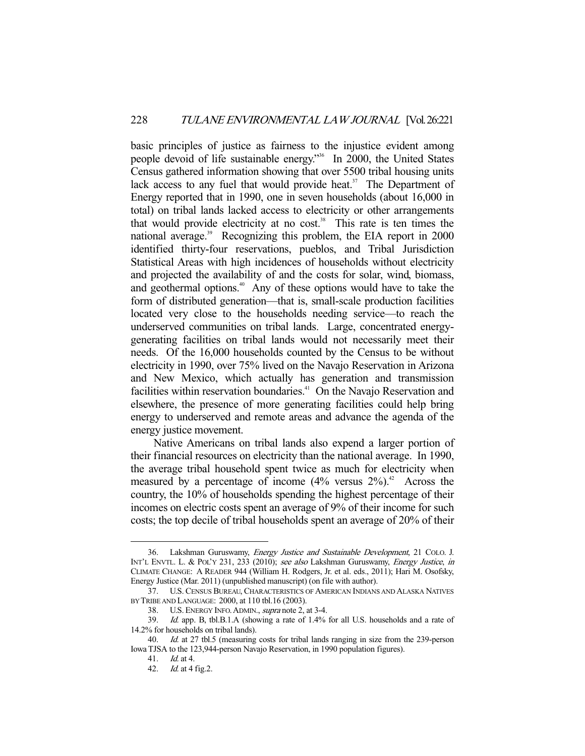basic principles of justice as fairness to the injustice evident among people devoid of life sustainable energy."[36] In 2000, the United States Census gathered information showing that over 5500 tribal housing units lack access to any fuel that would provide heat.[37] The Department of Energy reported that in 1990, one in seven households (about 16,000 in total) on tribal lands lacked access to electricity or other arrangements that would provide electricity at no cost.[38] This rate is ten times the national average.[39] Recognizing this problem, the EIA report in 2000 identified thirty-four reservations, pueblos, and Tribal Jurisdiction Statistical Areas with high incidences of households without electricity and projected the availability of and the costs for solar, wind, biomass, and geothermal options.[40] Any of these options would have to take the form of distributed generation—that is, small-scale production facilities located very close to the households needing service—to reach the underserved communities on tribal lands. Large, concentrated energy-generating facilities on tribal lands would not necessarily meet their needs. Of the 16,000 households counted by the Census to be without electricity in 1990, over 75% lived on the Navajo Reservation in Arizona and New Mexico, which actually has generation and transmission facilities within reservation boundaries.[41] On the Navajo Reservation and elsewhere, the presence of more generating facilities could help bring energy to underserved and remote areas and advance the agenda of the energy justice movement.

Native Americans on tribal lands also expend a larger portion of their financial resources on electricity than the national average. In 1990, the average tribal household spent twice as much for electricity when measured by a percentage of income (4% versus 2%).[42] Across the country, the 10% of households spending the highest percentage of their incomes on electric costs spent an average of 9% of their income for such costs; the top decile of tribal households spent an average of 20% of their

---

36. Lakshman Guruswamy, *Energy Justice and Sustainable Development*, 21 COLO. J. INT'L ENVTL. L. & POL'Y 231, 233 (2010); *see also* Lakshman Guruswamy, *Energy Justice*, *in* CLIMATE CHANGE: A READER 944 (William H. Rodgers, Jr. et al. eds., 2011); Hari M. Osofsky, Energy Justice (Mar. 2011) (unpublished manuscript) (on file with author).

37. U.S. CENSUS BUREAU, CHARACTERISTICS OF AMERICAN INDIANS AND ALASKA NATIVES BY TRIBE AND LANGUAGE: 2000, at 110 tbl.16 (2003).

38. U.S. ENERGY INFO. ADMIN., *supra* note 2, at 3-4.

39. *Id.* app. B, tbl.B.1.A (showing a rate of 1.4% for all U.S. households and a rate of 14.2% for households on tribal lands).

40. *Id.* at 27 tbl.5 (measuring costs for tribal lands ranging in size from the 239-person Iowa TJSA to the 123,944-person Navajo Reservation, in 1990 population figures).

41. *Id.* at 4.

42. *Id.* at 4 fig.2.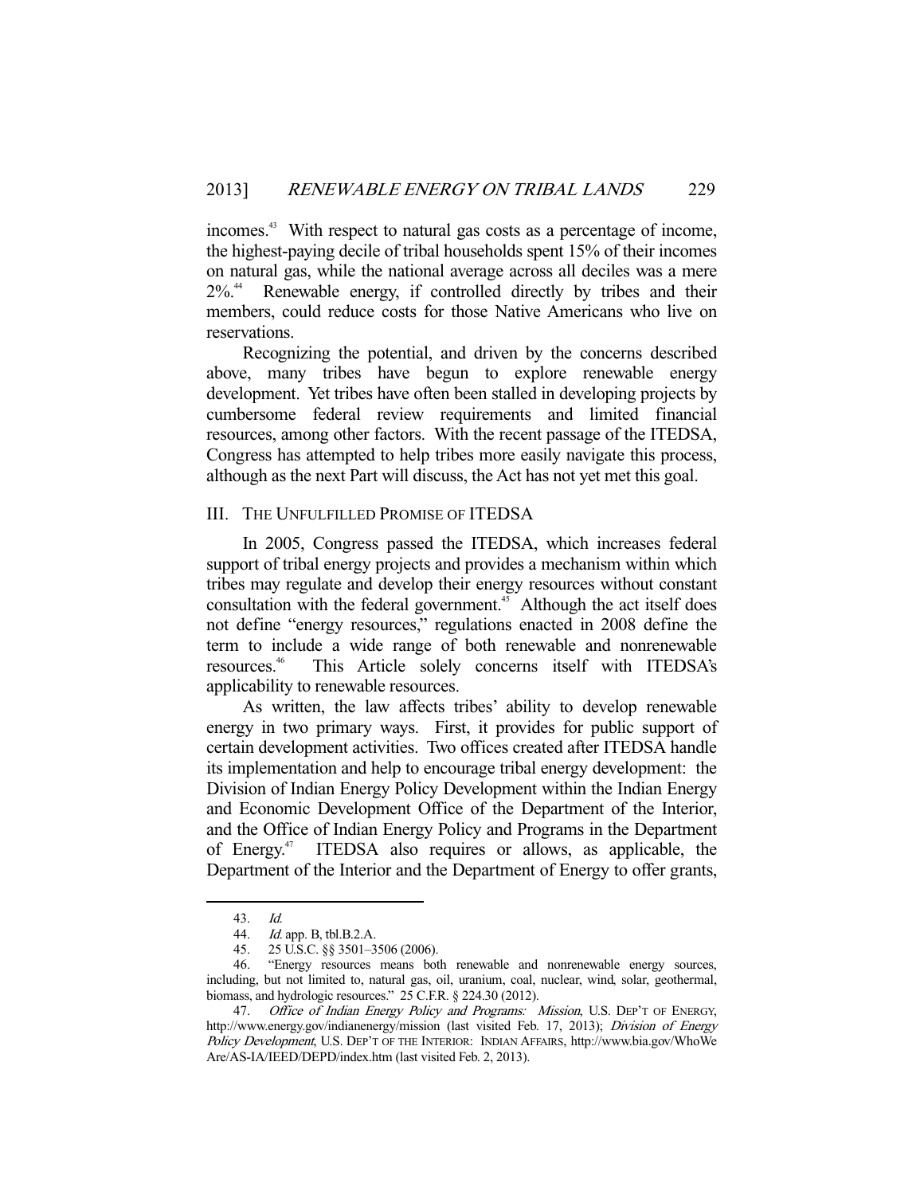incomes.[43] With respect to natural gas costs as a percentage of income, the highest-paying decile of tribal households spent 15% of their incomes on natural gas, while the national average across all deciles was a mere 2%.[44] Renewable energy, if controlled directly by tribes and their members, could reduce costs for those Native Americans who live on reservations.

Recognizing the potential, and driven by the concerns described above, many tribes have begun to explore renewable energy development. Yet tribes have often been stalled in developing projects by cumbersome federal review requirements and limited financial resources, among other factors. With the recent passage of the ITEDSA, Congress has attempted to help tribes more easily navigate this process, although as the next Part will discuss, the Act has not yet met this goal.

## III. THE UNFULFILLED PROMISE OF ITEDSA

In 2005, Congress passed the ITEDSA, which increases federal support of tribal energy projects and provides a mechanism within which tribes may regulate and develop their energy resources without constant consultation with the federal government.[45] Although the act itself does not define "energy resources," regulations enacted in 2008 define the term to include a wide range of both renewable and nonrenewable resources.[46] This Article solely concerns itself with ITEDSA's applicability to renewable resources.

As written, the law affects tribes' ability to develop renewable energy in two primary ways. First, it provides for public support of certain development activities. Two offices created after ITEDSA handle its implementation and help to encourage tribal energy development: the Division of Indian Energy Policy Development within the Indian Energy and Economic Development Office of the Department of the Interior, and the Office of Indian Energy Policy and Programs in the Department of Energy.[47] ITEDSA also requires or allows, as applicable, the Department of the Interior and the Department of Energy to offer grants,

---

43. *Id.*

44. *Id.* app. B, tbl.B.2.A.

45. 25 U.S.C. §§ 3501–3506 (2006).

46. "Energy resources means both renewable and nonrenewable energy sources, including, but not limited to, natural gas, oil, uranium, coal, nuclear, wind, solar, geothermal, biomass, and hydrologic resources." 25 C.F.R. § 224.30 (2012).

47. *Office of Indian Energy Policy and Programs: Mission*, U.S. DEP'T OF ENERGY, http://www.energy.gov/indianenergy/mission (last visited Feb. 17, 2013); *Division of Energy Policy Development*, U.S. DEP'T OF THE INTERIOR: INDIAN AFFAIRS, http://www.bia.gov/WhoWeAre/AS-IA/IEED/DEPD/index.htm (last visited Feb. 2, 2013).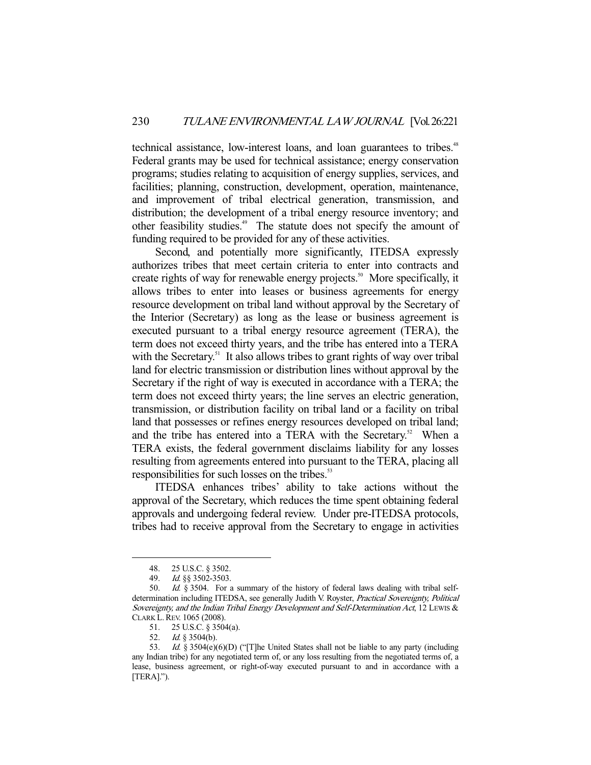technical assistance, low-interest loans, and loan guarantees to tribes.[48] Federal grants may be used for technical assistance; energy conservation programs; studies relating to acquisition of energy supplies, services, and facilities; planning, construction, development, operation, maintenance, and improvement of tribal electrical generation, transmission, and distribution; the development of a tribal energy resource inventory; and other feasibility studies.[49] The statute does not specify the amount of funding required to be provided for any of these activities.

Second, and potentially more significantly, ITEDSA expressly authorizes tribes that meet certain criteria to enter into contracts and create rights of way for renewable energy projects.[50] More specifically, it allows tribes to enter into leases or business agreements for energy resource development on tribal land without approval by the Secretary of the Interior (Secretary) as long as the lease or business agreement is executed pursuant to a tribal energy resource agreement (TERA), the term does not exceed thirty years, and the tribe has entered into a TERA with the Secretary.[51] It also allows tribes to grant rights of way over tribal land for electric transmission or distribution lines without approval by the Secretary if the right of way is executed in accordance with a TERA; the term does not exceed thirty years; the line serves an electric generation, transmission, or distribution facility on tribal land or a facility on tribal land that possesses or refines energy resources developed on tribal land; and the tribe has entered into a TERA with the Secretary.[52] When a TERA exists, the federal government disclaims liability for any losses resulting from agreements entered into pursuant to the TERA, placing all responsibilities for such losses on the tribes.[53]

ITEDSA enhances tribes' ability to take actions without the approval of the Secretary, which reduces the time spent obtaining federal approvals and undergoing federal review. Under pre-ITEDSA protocols, tribes had to receive approval from the Secretary to engage in activities

---

48. 25 U.S.C. § 3502.

49. *Id.* §§ 3502-3503.

50. *Id.* § 3504. For a summary of the history of federal laws dealing with tribal self-determination including ITEDSA, see generally Judith V. Royster, *Practical Sovereignty, Political Sovereignty, and the Indian Tribal Energy Development and Self-Determination Act*, 12 LEWIS & CLARK L. REV. 1065 (2008).

51. 25 U.S.C. § 3504(a).

52. *Id.* § 3504(b).

53. *Id.* § 3504(e)(6)(D) ("[T]he United States shall not be liable to any party (including any Indian tribe) for any negotiated term of, or any loss resulting from the negotiated terms of, a lease, business agreement, or right-of-way executed pursuant to and in accordance with a [TERA].").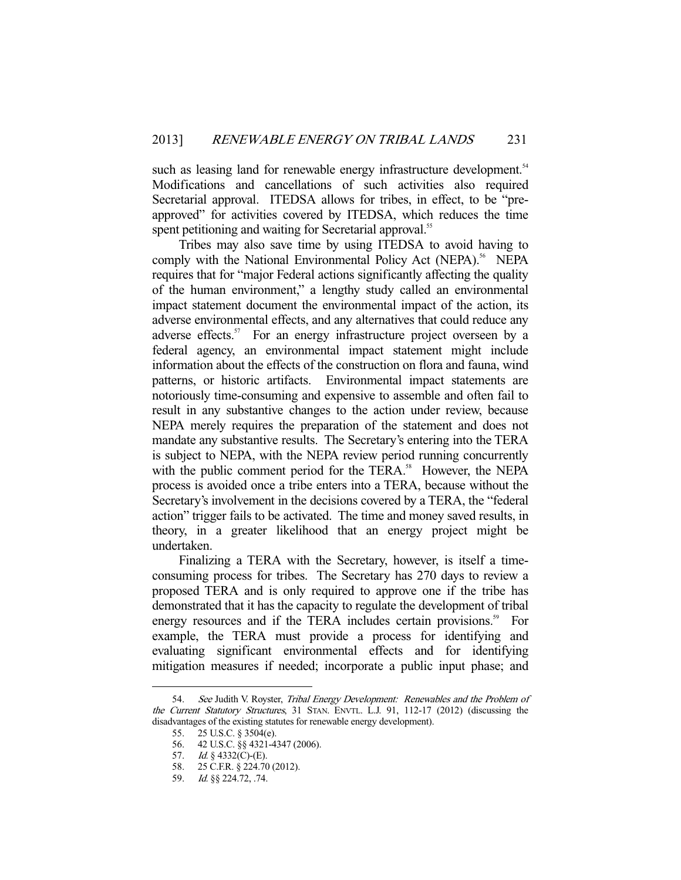such as leasing land for renewable energy infrastructure development.[54] Modifications and cancellations of such activities also required Secretarial approval. ITEDSA allows for tribes, in effect, to be "pre-approved" for activities covered by ITEDSA, which reduces the time spent petitioning and waiting for Secretarial approval.[55]

Tribes may also save time by using ITEDSA to avoid having to comply with the National Environmental Policy Act (NEPA).[56] NEPA requires that for "major Federal actions significantly affecting the quality of the human environment," a lengthy study called an environmental impact statement document the environmental impact of the action, its adverse environmental effects, and any alternatives that could reduce any adverse effects.[57] For an energy infrastructure project overseen by a federal agency, an environmental impact statement might include information about the effects of the construction on flora and fauna, wind patterns, or historic artifacts. Environmental impact statements are notoriously time-consuming and expensive to assemble and often fail to result in any substantive changes to the action under review, because NEPA merely requires the preparation of the statement and does not mandate any substantive results. The Secretary's entering into the TERA is subject to NEPA, with the NEPA review period running concurrently with the public comment period for the TERA.[58] However, the NEPA process is avoided once a tribe enters into a TERA, because without the Secretary's involvement in the decisions covered by a TERA, the "federal action" trigger fails to be activated. The time and money saved results, in theory, in a greater likelihood that an energy project might be undertaken.

Finalizing a TERA with the Secretary, however, is itself a time-consuming process for tribes. The Secretary has 270 days to review a proposed TERA and is only required to approve one if the tribe has demonstrated that it has the capacity to regulate the development of tribal energy resources and if the TERA includes certain provisions.[59] For example, the TERA must provide a process for identifying and evaluating significant environmental effects and for identifying mitigation measures if needed; incorporate a public input phase; and

---

54. *See* Judith V. Royster, *Tribal Energy Development: Renewables and the Problem of the Current Statutory Structures*, 31 STAN. ENVTL. L.J. 91, 112-17 (2012) (discussing the disadvantages of the existing statutes for renewable energy development).

55. 25 U.S.C. § 3504(e).

56. 42 U.S.C. §§ 4321-4347 (2006).

57. *Id.* § 4332(C)-(E).

58. 25 C.F.R. § 224.70 (2012).

59. *Id.* §§ 224.72, .74.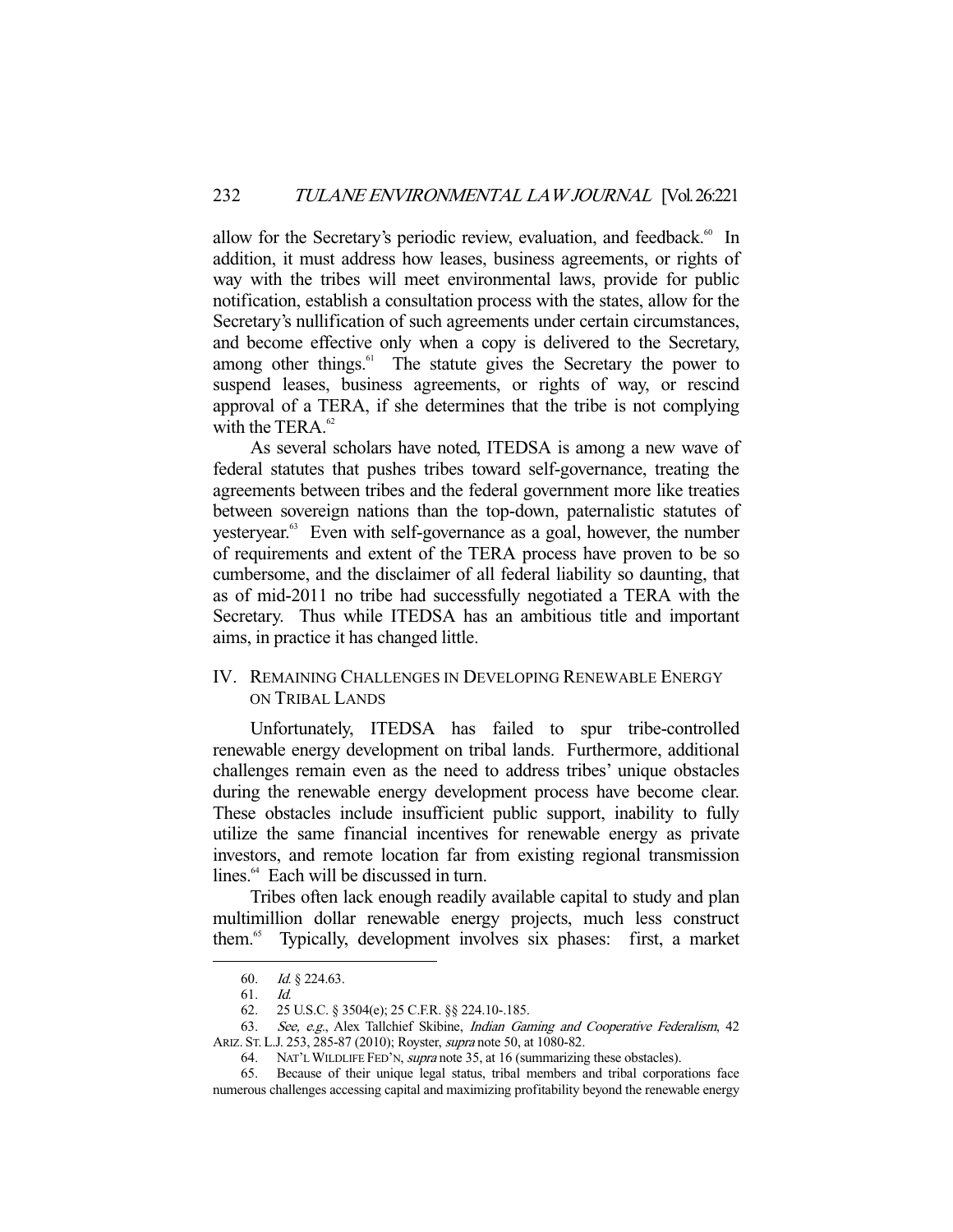allow for the Secretary's periodic review, evaluation, and feedback.[60] In addition, it must address how leases, business agreements, or rights of way with the tribes will meet environmental laws, provide for public notification, establish a consultation process with the states, allow for the Secretary's nullification of such agreements under certain circumstances, and become effective only when a copy is delivered to the Secretary, among other things.[61] The statute gives the Secretary the power to suspend leases, business agreements, or rights of way, or rescind approval of a TERA, if she determines that the tribe is not complying with the TERA.[62]

As several scholars have noted, ITEDSA is among a new wave of federal statutes that pushes tribes toward self-governance, treating the agreements between tribes and the federal government more like treaties between sovereign nations than the top-down, paternalistic statutes of yesteryear.[63] Even with self-governance as a goal, however, the number of requirements and extent of the TERA process have proven to be so cumbersome, and the disclaimer of all federal liability so daunting, that as of mid-2011 no tribe had successfully negotiated a TERA with the Secretary. Thus while ITEDSA has an ambitious title and important aims, in practice it has changed little.

## IV. REMAINING CHALLENGES IN DEVELOPING RENEWABLE ENERGY ON TRIBAL LANDS

Unfortunately, ITEDSA has failed to spur tribe-controlled renewable energy development on tribal lands. Furthermore, additional challenges remain even as the need to address tribes' unique obstacles during the renewable energy development process have become clear. These obstacles include insufficient public support, inability to fully utilize the same financial incentives for renewable energy as private investors, and remote location far from existing regional transmission lines.[64] Each will be discussed in turn.

Tribes often lack enough readily available capital to study and plan multimillion dollar renewable energy projects, much less construct them.[65] Typically, development involves six phases: first, a market

---

60. *Id.* § 224.63.

61. *Id.*

62. 25 U.S.C. § 3504(e); 25 C.F.R. §§ 224.10-.185.

63. *See, e.g.*, Alex Tallchief Skibine, *Indian Gaming and Cooperative Federalism*, 42 ARIZ. ST. L.J. 253, 285-87 (2010); Royster, *supra* note 50, at 1080-82.

64. NAT'L WILDLIFE FED'N, *supra* note 35, at 16 (summarizing these obstacles).

65. Because of their unique legal status, tribal members and tribal corporations face numerous challenges accessing capital and maximizing profitability beyond the renewable energy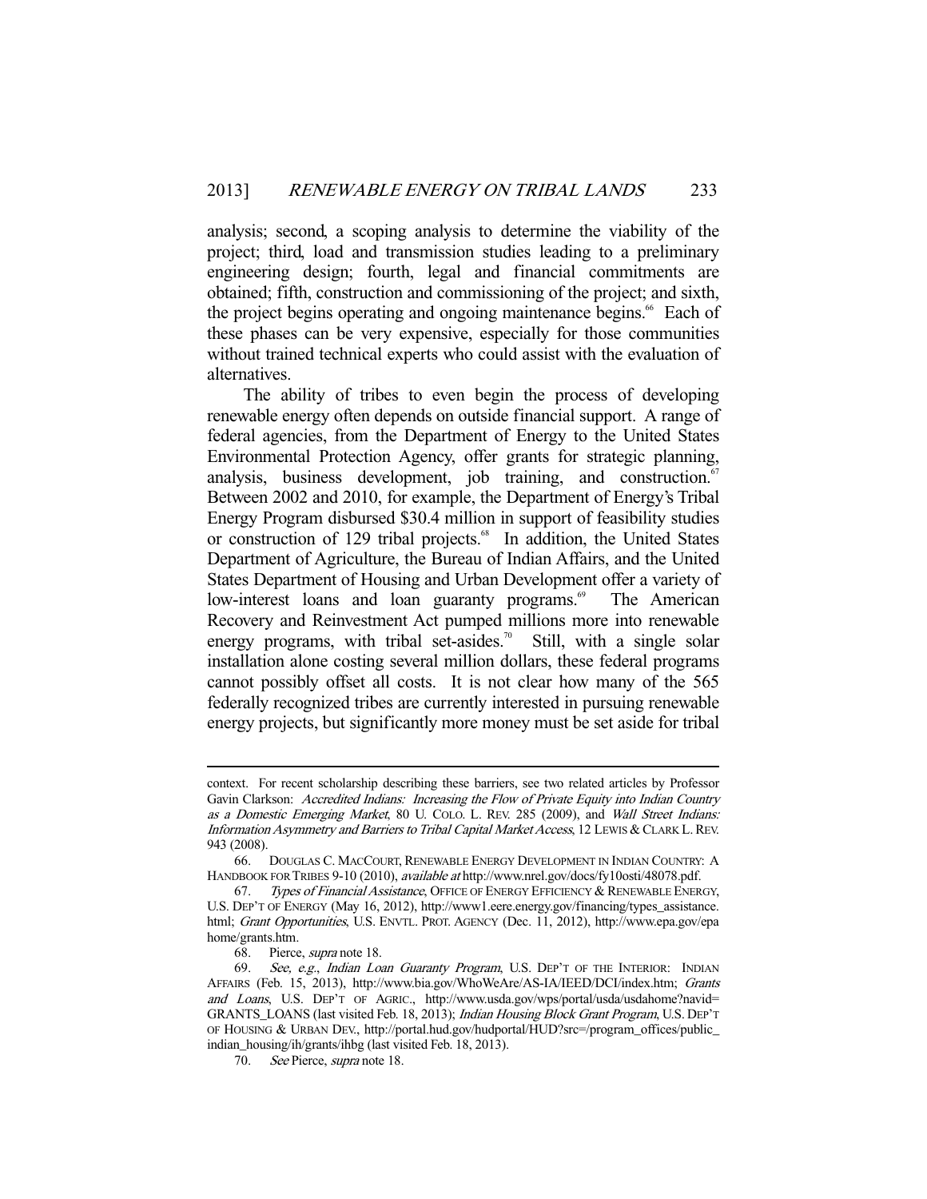analysis; second, a scoping analysis to determine the viability of the project; third, load and transmission studies leading to a preliminary engineering design; fourth, legal and financial commitments are obtained; fifth, construction and commissioning of the project; and sixth, the project begins operating and ongoing maintenance begins.[66] Each of these phases can be very expensive, especially for those communities without trained technical experts who could assist with the evaluation of alternatives.

The ability of tribes to even begin the process of developing renewable energy often depends on outside financial support. A range of federal agencies, from the Department of Energy to the United States Environmental Protection Agency, offer grants for strategic planning, analysis, business development, job training, and construction.[67] Between 2002 and 2010, for example, the Department of Energy's Tribal Energy Program disbursed $30.4 million in support of feasibility studies or construction of 129 tribal projects.[68] In addition, the United States Department of Agriculture, the Bureau of Indian Affairs, and the United States Department of Housing and Urban Development offer a variety of low-interest loans and loan guaranty programs.[69] The American Recovery and Reinvestment Act pumped millions more into renewable energy programs, with tribal set-asides.[70] Still, with a single solar installation alone costing several million dollars, these federal programs cannot possibly offset all costs. It is not clear how many of the 565 federally recognized tribes are currently interested in pursuing renewable energy projects, but significantly more money must be set aside for tribal

---

context. For recent scholarship describing these barriers, see two related articles by Professor Gavin Clarkson: *Accredited Indians: Increasing the Flow of Private Equity into Indian Country as a Domestic Emerging Market*, 80 U. COLO. L. REV. 285 (2009), and *Wall Street Indians: Information Asymmetry and Barriers to Tribal Capital Market Access*, 12 LEWIS & CLARK L. REV. 943 (2008).

66. DOUGLAS C. MACCOURT, RENEWABLE ENERGY DEVELOPMENT IN INDIAN COUNTRY: A HANDBOOK FOR TRIBES 9-10 (2010), *available at* http://www.nrel.gov/docs/fy10osti/48078.pdf.

67. *Types of Financial Assistance*, OFFICE OF ENERGY EFFICIENCY & RENEWABLE ENERGY, U.S. DEP'T OF ENERGY (May 16, 2012), http://www1.eere.energy.gov/financing/types_assistance.html; *Grant Opportunities*, U.S. ENVTL. PROT. AGENCY (Dec. 11, 2012), http://www.epa.gov/epahome/grants.htm.

68. Pierce, *supra* note 18.

69. *See, e.g.*, *Indian Loan Guaranty Program*, U.S. DEP'T OF THE INTERIOR: INDIAN AFFAIRS (Feb. 15, 2013), http://www.bia.gov/WhoWeAre/AS-IA/IEED/DCI/index.htm; *Grants and Loans*, U.S. DEP'T OF AGRIC., http://www.usda.gov/wps/portal/usda/usdahome?navid=GRANTS_LOANS (last visited Feb. 18, 2013); *Indian Housing Block Grant Program*, U.S. DEP'T OF HOUSING & URBAN DEV., http://portal.hud.gov/hudportal/HUD?src=/program_offices/public_indian_housing/ih/grants/ihbg (last visited Feb. 18, 2013).

70. *See* Pierce, *supra* note 18.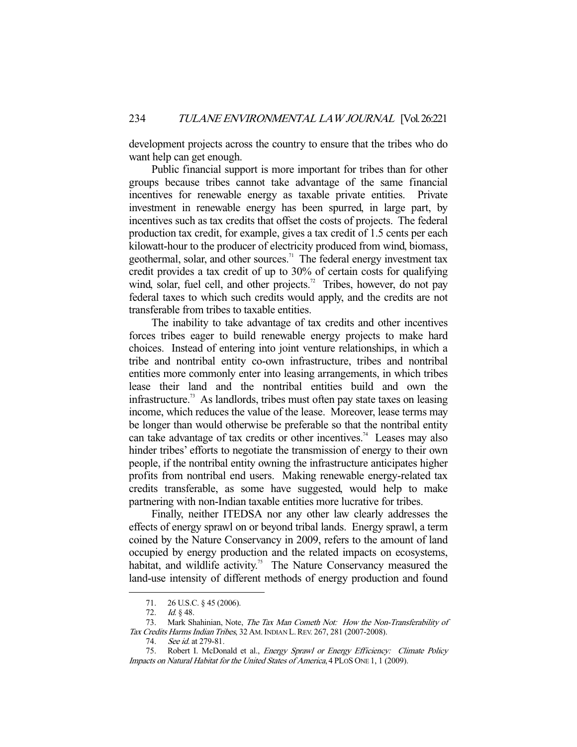development projects across the country to ensure that the tribes who do want help can get enough.

Public financial support is more important for tribes than for other groups because tribes cannot take advantage of the same financial incentives for renewable energy as taxable private entities. Private investment in renewable energy has been spurred, in large part, by incentives such as tax credits that offset the costs of projects. The federal production tax credit, for example, gives a tax credit of 1.5 cents per each kilowatt-hour to the producer of electricity produced from wind, biomass, geothermal, solar, and other sources.[71] The federal energy investment tax credit provides a tax credit of up to 30% of certain costs for qualifying wind, solar, fuel cell, and other projects.[72] Tribes, however, do not pay federal taxes to which such credits would apply, and the credits are not transferable from tribes to taxable entities.

The inability to take advantage of tax credits and other incentives forces tribes eager to build renewable energy projects to make hard choices. Instead of entering into joint venture relationships, in which a tribe and nontribal entity co-own infrastructure, tribes and nontribal entities more commonly enter into leasing arrangements, in which tribes lease their land and the nontribal entities build and own the infrastructure.[73] As landlords, tribes must often pay state taxes on leasing income, which reduces the value of the lease. Moreover, lease terms may be longer than would otherwise be preferable so that the nontribal entity can take advantage of tax credits or other incentives.[74] Leases may also hinder tribes' efforts to negotiate the transmission of energy to their own people, if the nontribal entity owning the infrastructure anticipates higher profits from nontribal end users. Making renewable energy-related tax credits transferable, as some have suggested, would help to make partnering with non-Indian taxable entities more lucrative for tribes.

Finally, neither ITEDSA nor any other law clearly addresses the effects of energy sprawl on or beyond tribal lands. Energy sprawl, a term coined by the Nature Conservancy in 2009, refers to the amount of land occupied by energy production and the related impacts on ecosystems, habitat, and wildlife activity.[75] The Nature Conservancy measured the land-use intensity of different methods of energy production and found

---

71. 26 U.S.C. § 45 (2006).

72. *Id.* § 48.

73. Mark Shahinian, Note, *The Tax Man Cometh Not: How the Non-Transferability of Tax Credits Harms Indian Tribes*, 32 AM. INDIAN L. REV. 267, 281 (2007-2008).

74. *See id.* at 279-81.

75. Robert I. McDonald et al., *Energy Sprawl or Energy Efficiency: Climate Policy Impacts on Natural Habitat for the United States of America*, 4 PLOS ONE 1, 1 (2009).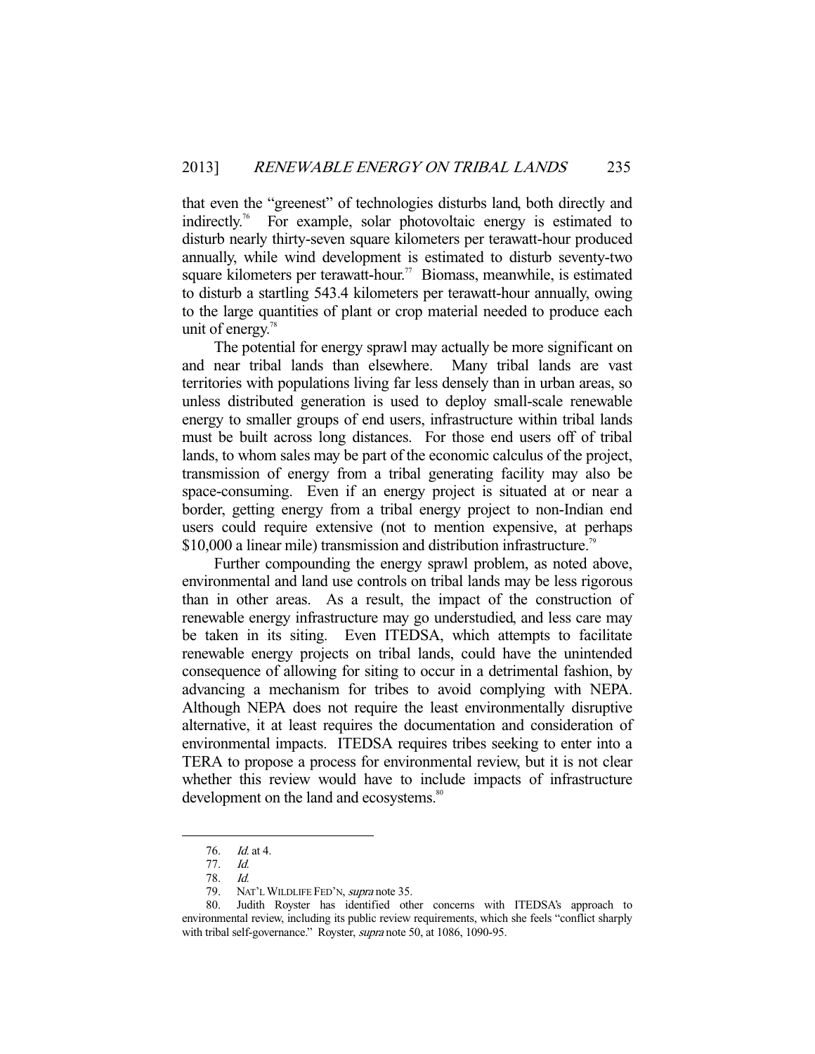that even the "greenest" of technologies disturbs land, both directly and indirectly.[76] For example, solar photovoltaic energy is estimated to disturb nearly thirty-seven square kilometers per terawatt-hour produced annually, while wind development is estimated to disturb seventy-two square kilometers per terawatt-hour.[77] Biomass, meanwhile, is estimated to disturb a startling 543.4 kilometers per terawatt-hour annually, owing to the large quantities of plant or crop material needed to produce each unit of energy.[78]

The potential for energy sprawl may actually be more significant on and near tribal lands than elsewhere. Many tribal lands are vast territories with populations living far less densely than in urban areas, so unless distributed generation is used to deploy small-scale renewable energy to smaller groups of end users, infrastructure within tribal lands must be built across long distances. For those end users off of tribal lands, to whom sales may be part of the economic calculus of the project, transmission of energy from a tribal generating facility may also be space-consuming. Even if an energy project is situated at or near a border, getting energy from a tribal energy project to non-Indian end users could require extensive (not to mention expensive, at perhaps $10,000 a linear mile) transmission and distribution infrastructure.[79]

Further compounding the energy sprawl problem, as noted above, environmental and land use controls on tribal lands may be less rigorous than in other areas. As a result, the impact of the construction of renewable energy infrastructure may go understudied, and less care may be taken in its siting. Even ITEDSA, which attempts to facilitate renewable energy projects on tribal lands, could have the unintended consequence of allowing for siting to occur in a detrimental fashion, by advancing a mechanism for tribes to avoid complying with NEPA. Although NEPA does not require the least environmentally disruptive alternative, it at least requires the documentation and consideration of environmental impacts. ITEDSA requires tribes seeking to enter into a TERA to propose a process for environmental review, but it is not clear whether this review would have to include impacts of infrastructure development on the land and ecosystems.[80]

---

76. *Id.* at 4.

77. *Id.*

78. *Id.*

79. NAT'L WILDLIFE FED'N, *supra* note 35.

80. Judith Royster has identified other concerns with ITEDSA's approach to environmental review, including its public review requirements, which she feels "conflict sharply with tribal self-governance." Royster, *supra* note 50, at 1086, 1090-95.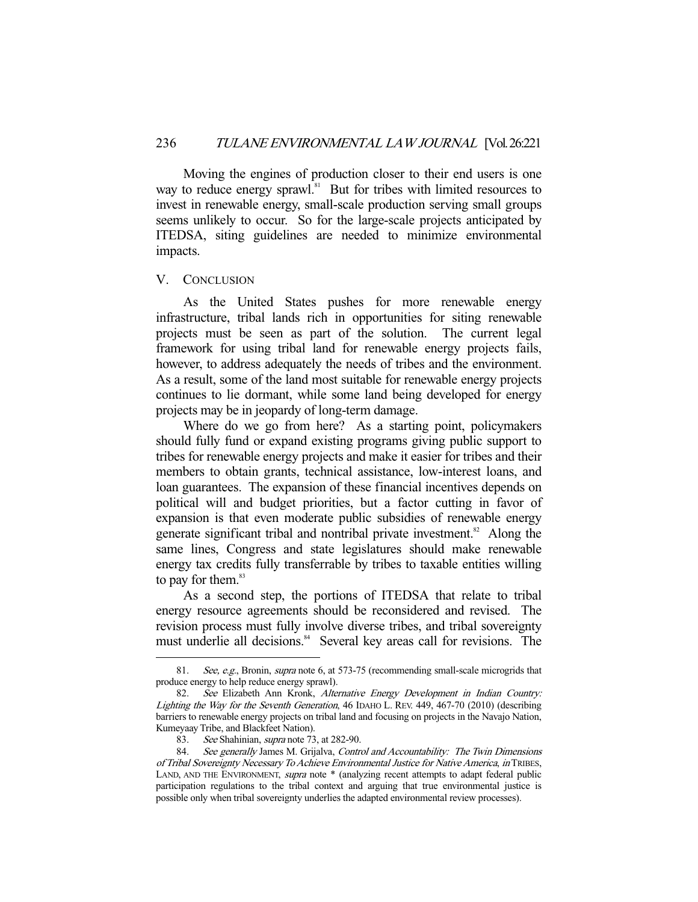Moving the engines of production closer to their end users is one way to reduce energy sprawl.[81] But for tribes with limited resources to invest in renewable energy, small-scale production serving small groups seems unlikely to occur. So for the large-scale projects anticipated by ITEDSA, siting guidelines are needed to minimize environmental impacts.

## V. CONCLUSION

As the United States pushes for more renewable energy infrastructure, tribal lands rich in opportunities for siting renewable projects must be seen as part of the solution. The current legal framework for using tribal land for renewable energy projects fails, however, to address adequately the needs of tribes and the environment. As a result, some of the land most suitable for renewable energy projects continues to lie dormant, while some land being developed for energy projects may be in jeopardy of long-term damage.

Where do we go from here? As a starting point, policymakers should fully fund or expand existing programs giving public support to tribes for renewable energy projects and make it easier for tribes and their members to obtain grants, technical assistance, low-interest loans, and loan guarantees. The expansion of these financial incentives depends on political will and budget priorities, but a factor cutting in favor of expansion is that even moderate public subsidies of renewable energy generate significant tribal and nontribal private investment.[82] Along the same lines, Congress and state legislatures should make renewable energy tax credits fully transferrable by tribes to taxable entities willing to pay for them.[83]

As a second step, the portions of ITEDSA that relate to tribal energy resource agreements should be reconsidered and revised. The revision process must fully involve diverse tribes, and tribal sovereignty must underlie all decisions.[84] Several key areas call for revisions. The

---

81. *See, e.g.*, Bronin, *supra* note 6, at 573-75 (recommending small-scale microgrids that produce energy to help reduce energy sprawl).

82. *See* Elizabeth Ann Kronk, *Alternative Energy Development in Indian Country: Lighting the Way for the Seventh Generation*, 46 IDAHO L. REV. 449, 467-70 (2010) (describing barriers to renewable energy projects on tribal land and focusing on projects in the Navajo Nation, Kumeyaay Tribe, and Blackfeet Nation).

83. *See* Shahinian, *supra* note 73, at 282-90.

84. *See generally* James M. Grijalva, *Control and Accountability: The Twin Dimensions of Tribal Sovereignty Necessary To Achieve Environmental Justice for Native America*, *in* TRIBES, LAND, AND THE ENVIRONMENT, *supra* note * (analyzing recent attempts to adapt federal public participation regulations to the tribal context and arguing that true environmental justice is possible only when tribal sovereignty underlies the adapted environmental review processes).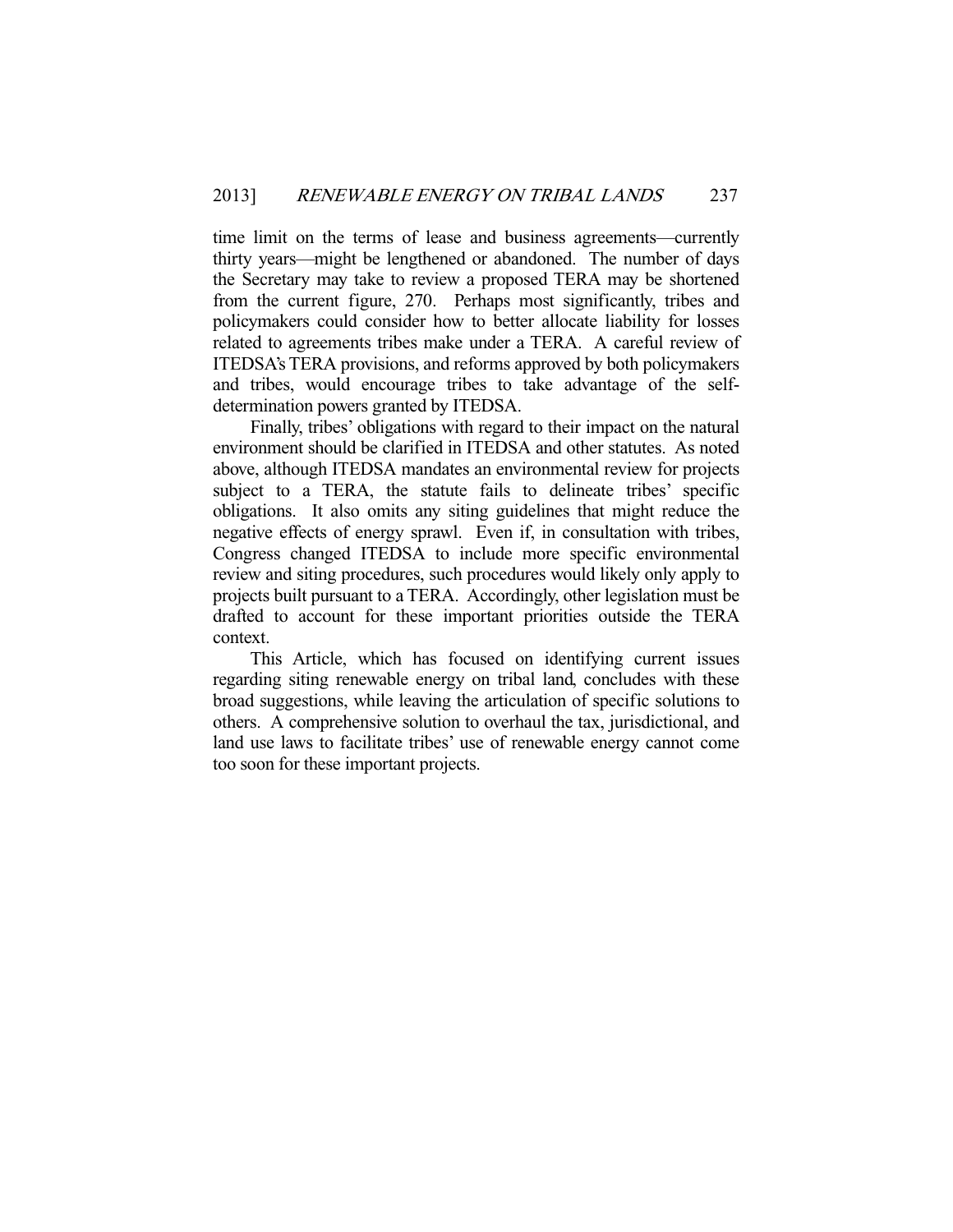time limit on the terms of lease and business agreements—currently thirty years—might be lengthened or abandoned. The number of days the Secretary may take to review a proposed TERA may be shortened from the current figure, 270. Perhaps most significantly, tribes and policymakers could consider how to better allocate liability for losses related to agreements tribes make under a TERA. A careful review of ITEDSA's TERA provisions, and reforms approved by both policymakers and tribes, would encourage tribes to take advantage of the self-determination powers granted by ITEDSA.

Finally, tribes' obligations with regard to their impact on the natural environment should be clarified in ITEDSA and other statutes. As noted above, although ITEDSA mandates an environmental review for projects subject to a TERA, the statute fails to delineate tribes' specific obligations. It also omits any siting guidelines that might reduce the negative effects of energy sprawl. Even if, in consultation with tribes, Congress changed ITEDSA to include more specific environmental review and siting procedures, such procedures would likely only apply to projects built pursuant to a TERA. Accordingly, other legislation must be drafted to account for these important priorities outside the TERA context.

This Article, which has focused on identifying current issues regarding siting renewable energy on tribal land, concludes with these broad suggestions, while leaving the articulation of specific solutions to others. A comprehensive solution to overhaul the tax, jurisdictional, and land use laws to facilitate tribes' use of renewable energy cannot come too soon for these important projects.